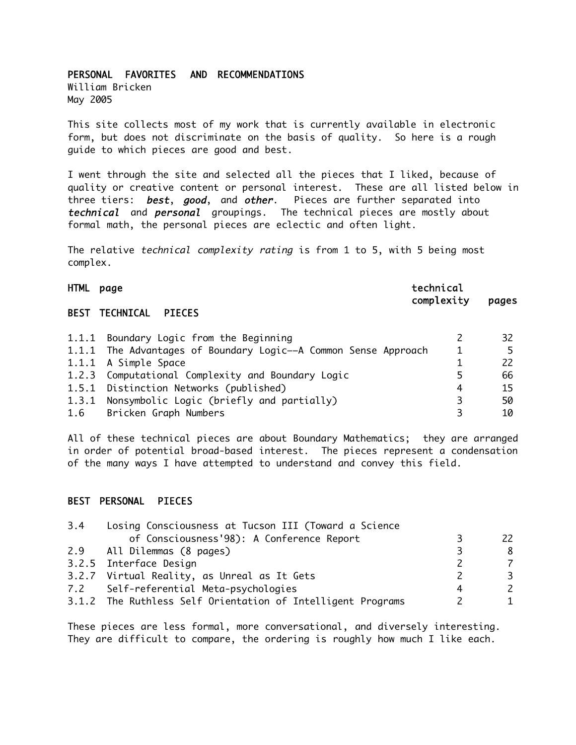# PERSONAL FAVORITES AND RECOMMENDATIONS

William Bricken
May 2005

This site collects most of my work that is currently available in electronic form, but does not discriminate on the basis of quality. So here is a rough guide to which pieces are good and best.

I went through the site and selected all the pieces that I liked, because of quality or creative content or personal interest. These are all listed below in three tiers: ***best***, ***good***, and ***other***. Pieces are further separated into ***technical*** and ***personal*** groupings. The technical pieces are mostly about formal math, the personal pieces are eclectic and often light.

The relative *technical complexity rating* is from 1 to 5, with 5 being most complex.

## BEST TECHNICAL PIECES

| HTML page | | technical complexity | pages |
|---|---|---|---|
| 1.1.1 | Boundary Logic from the Beginning | 2 | 32 |
| 1.1.1 | The Advantages of Boundary Logic—A Common Sense Approach | 1 | 5 |
| 1.1.1 | A Simple Space | 1 | 22 |
| 1.2.3 | Computational Complexity and Boundary Logic | 5 | 66 |
| 1.5.1 | Distinction Networks (published) | 4 | 15 |
| 1.3.1 | Nonsymbolic Logic (briefly and partially) | 3 | 50 |
| 1.6 | Bricken Graph Numbers | 3 | 10 |

All of these technical pieces are about Boundary Mathematics; they are arranged in order of potential broad-based interest. The pieces represent a condensation of the many ways I have attempted to understand and convey this field.

## BEST PERSONAL PIECES

| HTML page | | technical complexity | pages |
|---|---|---|---|
| 3.4 | Losing Consciousness at Tucson III (Toward a Science of Consciousness'98): A Conference Report | 3 | 22 |
| 2.9 | All Dilemmas (8 pages) | 3 | 8 |
| 3.2.5 | Interface Design | 2 | 7 |
| 3.2.7 | Virtual Reality, as Unreal as It Gets | 2 | 3 |
| 7.2 | Self-referential Meta-psychologies | 4 | 2 |
| 3.1.2 | The Ruthless Self Orientation of Intelligent Programs | 2 | 1 |

These pieces are less formal, more conversational, and diversely interesting. They are difficult to compare, the ordering is roughly how much I like each.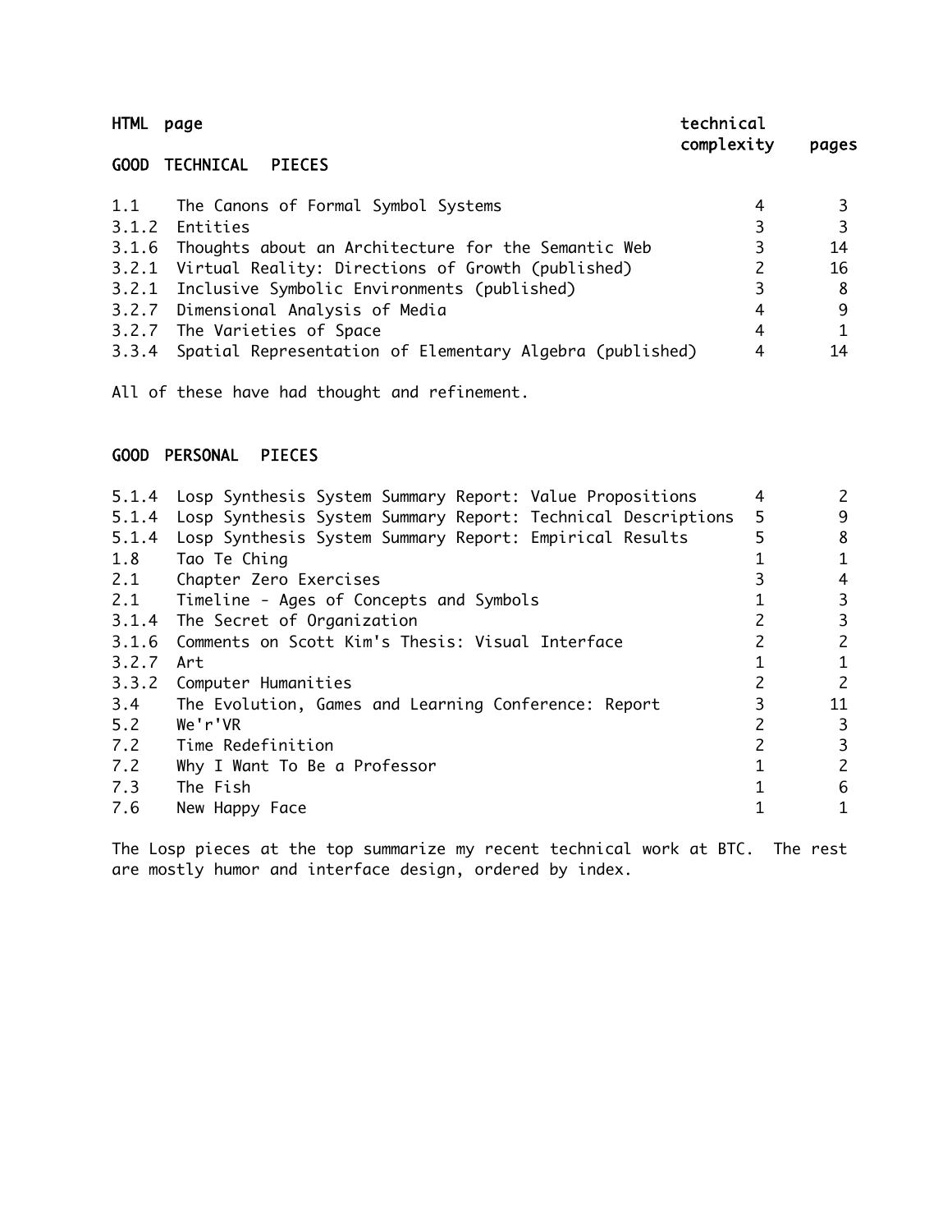| HTML | page | technical complexity | pages |
|---|---|---|---|
| **GOOD TECHNICAL PIECES** | | | |
| 1.1 | The Canons of Formal Symbol Systems | 4 | 3 |
| 3.1.2 | Entities | 3 | 3 |
| 3.1.6 | Thoughts about an Architecture for the Semantic Web | 3 | 14 |
| 3.2.1 | Virtual Reality: Directions of Growth (published) | 2 | 16 |
| 3.2.1 | Inclusive Symbolic Environments (published) | 3 | 8 |
| 3.2.7 | Dimensional Analysis of Media | 4 | 9 |
| 3.2.7 | The Varieties of Space | 4 | 1 |
| 3.3.4 | Spatial Representation of Elementary Algebra (published) | 4 | 14 |

All of these have had thought and refinement.

## GOOD PERSONAL PIECES

| HTML | page | technical complexity | pages |
|---|---|---|---|
| 5.1.4 | Losp Synthesis System Summary Report: Value Propositions | 4 | 2 |
| 5.1.4 | Losp Synthesis System Summary Report: Technical Descriptions | 5 | 9 |
| 5.1.4 | Losp Synthesis System Summary Report: Empirical Results | 5 | 8 |
| 1.8 | Tao Te Ching | 1 | 1 |
| 2.1 | Chapter Zero Exercises | 3 | 4 |
| 2.1 | Timeline - Ages of Concepts and Symbols | 1 | 3 |
| 3.1.4 | The Secret of Organization | 2 | 3 |
| 3.1.6 | Comments on Scott Kim's Thesis: Visual Interface | 2 | 2 |
| 3.2.7 | Art | 1 | 1 |
| 3.3.2 | Computer Humanities | 2 | 2 |
| 3.4 | The Evolution, Games and Learning Conference: Report | 3 | 11 |
| 5.2 | We'r'VR | 2 | 3 |
| 7.2 | Time Redefinition | 2 | 3 |
| 7.2 | Why I Want To Be a Professor | 1 | 2 |
| 7.3 | The Fish | 1 | 6 |
| 7.6 | New Happy Face | 1 | 1 |

The Losp pieces at the top summarize my recent technical work at BTC. The rest are mostly humor and interface design, ordered by index.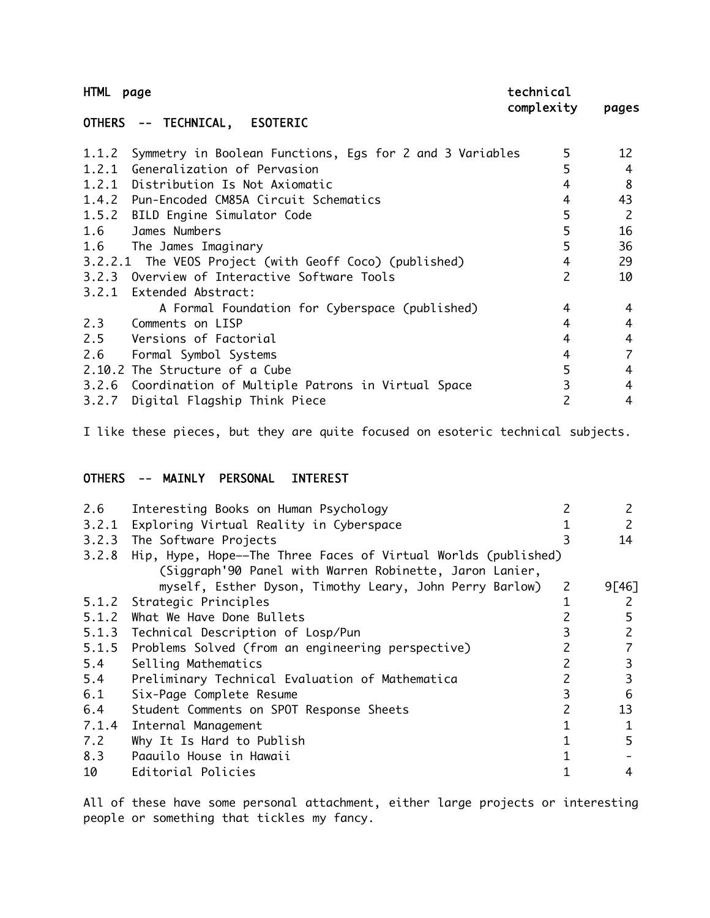| HTML page | | technical complexity | pages |
|---|---|---|---|

## OTHERS -- TECHNICAL, ESOTERIC

| | | | |
|---|---|---|---|
| 1.1.2 | Symmetry in Boolean Functions, Egs for 2 and 3 Variables | 5 | 12 |
| 1.2.1 | Generalization of Pervasion | 5 | 4 |
| 1.2.1 | Distribution Is Not Axiomatic | 4 | 8 |
| 1.4.2 | Pun-Encoded CM85A Circuit Schematics | 4 | 43 |
| 1.5.2 | BILD Engine Simulator Code | 5 | 2 |
| 1.6 | James Numbers | 5 | 16 |
| 1.6 | The James Imaginary | 5 | 36 |
| 3.2.2.1 | The VEOS Project (with Geoff Coco) (published) | 4 | 29 |
| 3.2.3 | Overview of Interactive Software Tools | 2 | 10 |
| 3.2.1 | Extended Abstract: A Formal Foundation for Cyberspace (published) | 4 | 4 |
| 2.3 | Comments on LISP | 4 | 4 |
| 2.5 | Versions of Factorial | 4 | 4 |
| 2.6 | Formal Symbol Systems | 4 | 7 |
| 2.10.2 | The Structure of a Cube | 5 | 4 |
| 3.2.6 | Coordination of Multiple Patrons in Virtual Space | 3 | 4 |
| 3.2.7 | Digital Flagship Think Piece | 2 | 4 |

I like these pieces, but they are quite focused on esoteric technical subjects.

## OTHERS -- MAINLY PERSONAL INTEREST

| | | | |
|---|---|---|---|
| 2.6 | Interesting Books on Human Psychology | 2 | 2 |
| 3.2.1 | Exploring Virtual Reality in Cyberspace | 1 | 2 |
| 3.2.3 | The Software Projects | 3 | 14 |
| 3.2.8 | Hip, Hype, Hope--The Three Faces of Virtual Worlds (published) (Siggraph'90 Panel with Warren Robinette, Jaron Lanier, myself, Esther Dyson, Timothy Leary, John Perry Barlow) | 2 | 9[46] |
| 5.1.2 | Strategic Principles | 1 | 2 |
| 5.1.2 | What We Have Done Bullets | 2 | 5 |
| 5.1.3 | Technical Description of Losp/Pun | 3 | 2 |
| 5.1.5 | Problems Solved (from an engineering perspective) | 2 | 7 |
| 5.4 | Selling Mathematics | 2 | 3 |
| 5.4 | Preliminary Technical Evaluation of Mathematica | 2 | 3 |
| 6.1 | Six-Page Complete Resume | 3 | 6 |
| 6.4 | Student Comments on SPOT Response Sheets | 2 | 13 |
| 7.1.4 | Internal Management | 1 | 1 |
| 7.2 | Why It Is Hard to Publish | 1 | 5 |
| 8.3 | Paauilo House in Hawaii | 1 | - |
| 10 | Editorial Policies | 1 | 4 |

All of these have some personal attachment, either large projects or interesting people or something that tickles my fancy.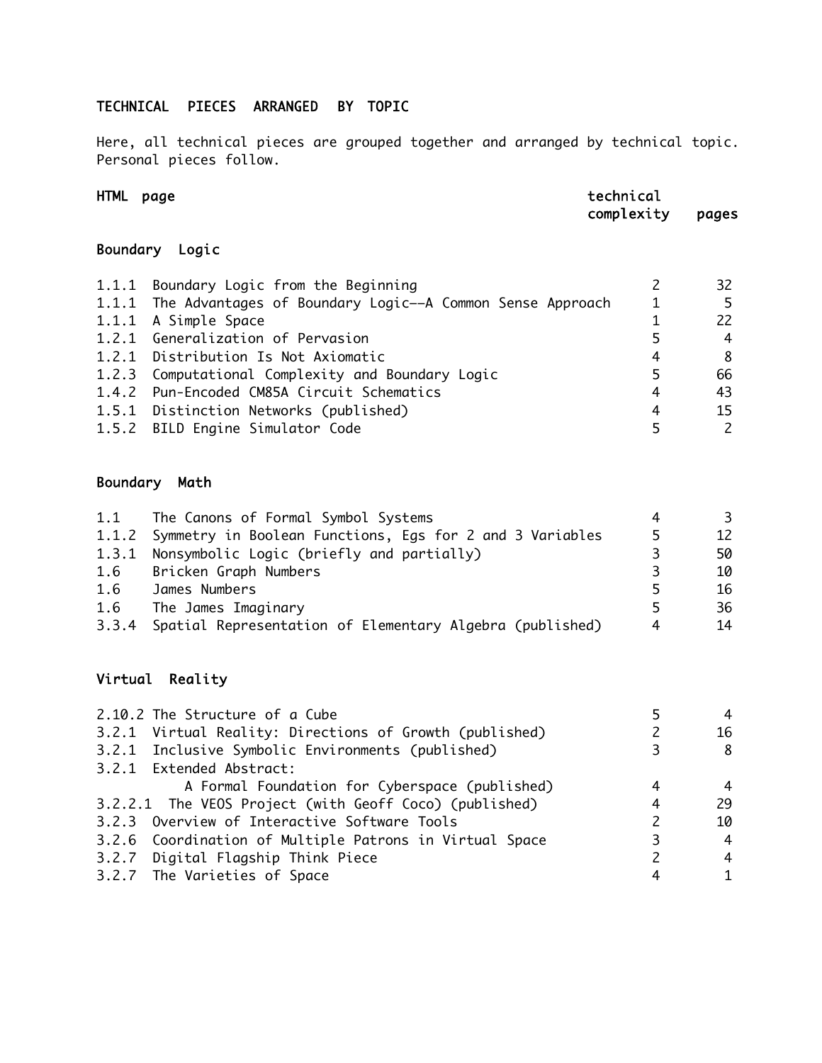## TECHNICAL PIECES ARRANGED BY TOPIC

Here, all technical pieces are grouped together and arranged by technical topic. Personal pieces follow.

### Boundary Logic

| HTML page | | technical complexity | pages |
|---|---|---|---|
| 1.1.1 | Boundary Logic from the Beginning | 2 | 32 |
| 1.1.1 | The Advantages of Boundary Logic--A Common Sense Approach | 1 | 5 |
| 1.1.1 | A Simple Space | 1 | 22 |
| 1.2.1 | Generalization of Pervasion | 5 | 4 |
| 1.2.1 | Distribution Is Not Axiomatic | 4 | 8 |
| 1.2.3 | Computational Complexity and Boundary Logic | 5 | 66 |
| 1.4.2 | Pun-Encoded CM85A Circuit Schematics | 4 | 43 |
| 1.5.1 | Distinction Networks (published) | 4 | 15 |
| 1.5.2 | BILD Engine Simulator Code | 5 | 2 |

### Boundary Math

| HTML page | | technical complexity | pages |
|---|---|---|---|
| 1.1 | The Canons of Formal Symbol Systems | 4 | 3 |
| 1.1.2 | Symmetry in Boolean Functions, Egs for 2 and 3 Variables | 5 | 12 |
| 1.3.1 | Nonsymbolic Logic (briefly and partially) | 3 | 50 |
| 1.6 | Bricken Graph Numbers | 3 | 10 |
| 1.6 | James Numbers | 5 | 16 |
| 1.6 | The James Imaginary | 5 | 36 |
| 3.3.4 | Spatial Representation of Elementary Algebra (published) | 4 | 14 |

### Virtual Reality

| HTML page | | technical complexity | pages |
|---|---|---|---|
| 2.10.2 | The Structure of a Cube | 5 | 4 |
| 3.2.1 | Virtual Reality: Directions of Growth (published) | 2 | 16 |
| 3.2.1 | Inclusive Symbolic Environments (published) | 3 | 8 |
| 3.2.1 | Extended Abstract: A Formal Foundation for Cyberspace (published) | 4 | 4 |
| 3.2.2.1 | The VEOS Project (with Geoff Coco) (published) | 4 | 29 |
| 3.2.3 | Overview of Interactive Software Tools | 2 | 10 |
| 3.2.6 | Coordination of Multiple Patrons in Virtual Space | 3 | 4 |
| 3.2.7 | Digital Flagship Think Piece | 2 | 4 |
| 3.2.7 | The Varieties of Space | 4 | 1 |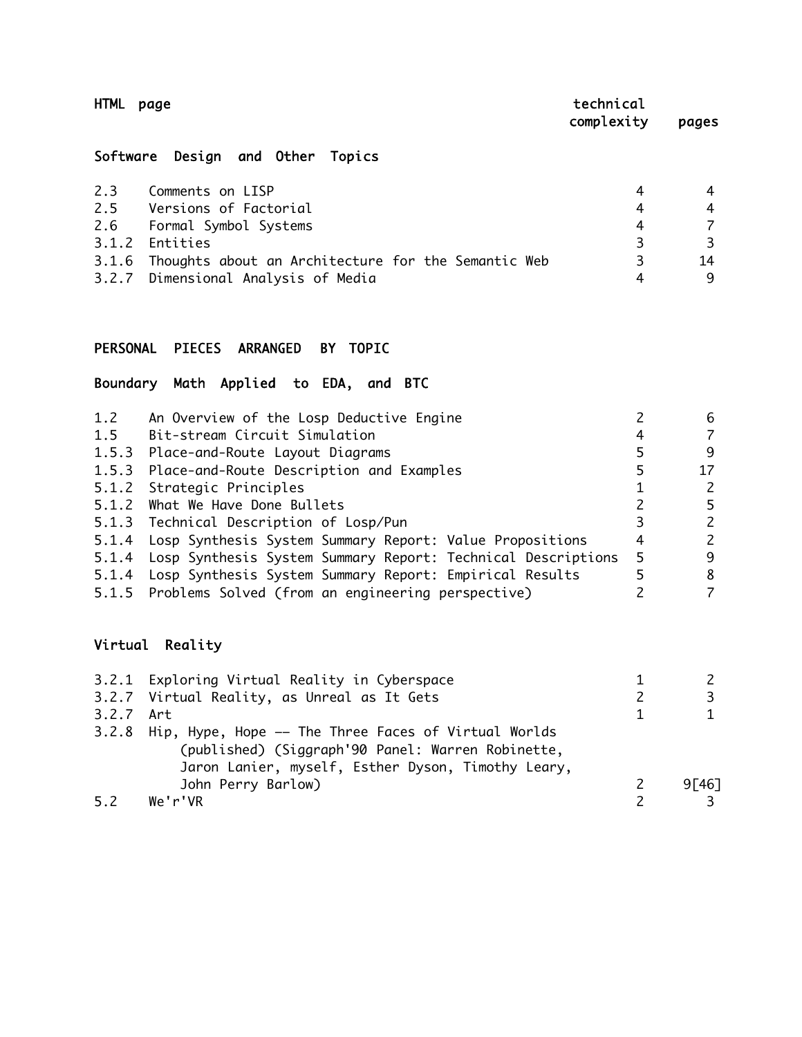| HTML page | | technical complexity | pages |
|---|---|---|---|

## Software Design and Other Topics

| | | | |
|---|---|---|---|
| 2.3 | Comments on LISP | 4 | 4 |
| 2.5 | Versions of Factorial | 4 | 4 |
| 2.6 | Formal Symbol Systems | 4 | 7 |
| 3.1.2 | Entities | 3 | 3 |
| 3.1.6 | Thoughts about an Architecture for the Semantic Web | 3 | 14 |
| 3.2.7 | Dimensional Analysis of Media | 4 | 9 |

# PERSONAL PIECES ARRANGED BY TOPIC

## Boundary Math Applied to EDA, and BTC

| | | | |
|---|---|---|---|
| 1.2 | An Overview of the Losp Deductive Engine | 2 | 6 |
| 1.5 | Bit-stream Circuit Simulation | 4 | 7 |
| 1.5.3 | Place-and-Route Layout Diagrams | 5 | 9 |
| 1.5.3 | Place-and-Route Description and Examples | 5 | 17 |
| 5.1.2 | Strategic Principles | 1 | 2 |
| 5.1.2 | What We Have Done Bullets | 2 | 5 |
| 5.1.3 | Technical Description of Losp/Pun | 3 | 2 |
| 5.1.4 | Losp Synthesis System Summary Report: Value Propositions | 4 | 2 |
| 5.1.4 | Losp Synthesis System Summary Report: Technical Descriptions | 5 | 9 |
| 5.1.4 | Losp Synthesis System Summary Report: Empirical Results | 5 | 8 |
| 5.1.5 | Problems Solved (from an engineering perspective) | 2 | 7 |

## Virtual Reality

| | | | |
|---|---|---|---|
| 3.2.1 | Exploring Virtual Reality in Cyberspace | 1 | 2 |
| 3.2.7 | Virtual Reality, as Unreal as It Gets | 2 | 3 |
| 3.2.7 | Art | 1 | 1 |
| 3.2.8 | Hip, Hype, Hope -- The Three Faces of Virtual Worlds (published) (Siggraph'90 Panel: Warren Robinette, Jaron Lanier, myself, Esther Dyson, Timothy Leary, John Perry Barlow) | 2 | 9[46] |
| 5.2 | We'r'VR | 2 | 3 |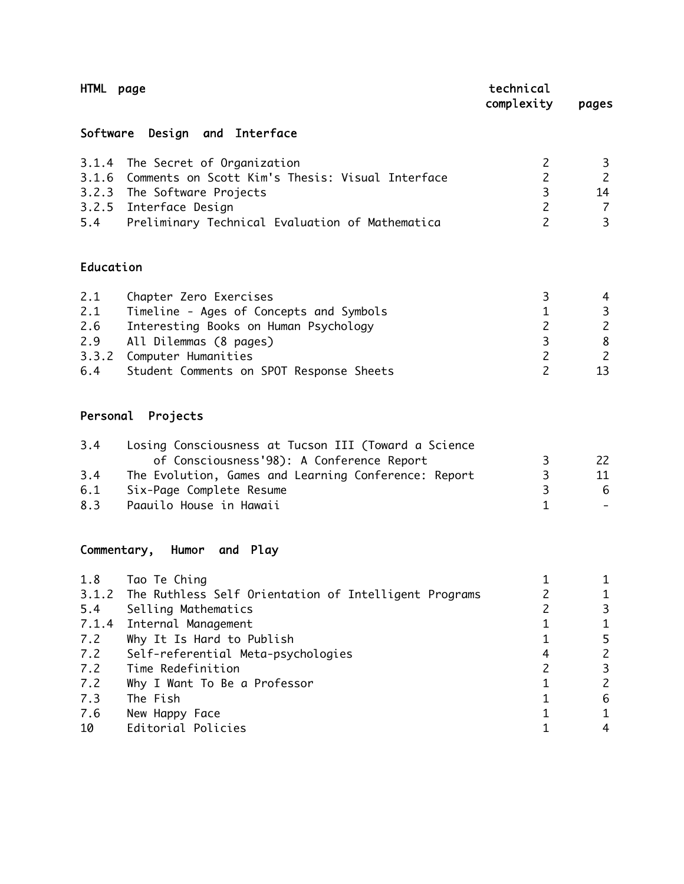| HTML page | | technical complexity | pages |
|---|---|---|---|
| **Software Design and Interface** | | | |
| 3.1.4 | The Secret of Organization | 2 | 3 |
| 3.1.6 | Comments on Scott Kim's Thesis: Visual Interface | 2 | 2 |
| 3.2.3 | The Software Projects | 3 | 14 |
| 3.2.5 | Interface Design | 2 | 7 |
| 5.4 | Preliminary Technical Evaluation of Mathematica | 2 | 3 |
| **Education** | | | |
| 2.1 | Chapter Zero Exercises | 3 | 4 |
| 2.1 | Timeline - Ages of Concepts and Symbols | 1 | 3 |
| 2.6 | Interesting Books on Human Psychology | 2 | 2 |
| 2.9 | All Dilemmas (8 pages) | 3 | 8 |
| 3.3.2 | Computer Humanities | 2 | 2 |
| 6.4 | Student Comments on SPOT Response Sheets | 2 | 13 |
| **Personal Projects** | | | |
| 3.4 | Losing Consciousness at Tucson III (Toward a Science of Consciousness'98): A Conference Report | 3 | 22 |
| 3.4 | The Evolution, Games and Learning Conference: Report | 3 | 11 |
| 6.1 | Six-Page Complete Resume | 3 | 6 |
| 8.3 | Paauilo House in Hawaii | 1 | - |
| **Commentary, Humor and Play** | | | |
| 1.8 | Tao Te Ching | 1 | 1 |
| 3.1.2 | The Ruthless Self Orientation of Intelligent Programs | 2 | 1 |
| 5.4 | Selling Mathematics | 2 | 3 |
| 7.1.4 | Internal Management | 1 | 1 |
| 7.2 | Why It Is Hard to Publish | 1 | 5 |
| 7.2 | Self-referential Meta-psychologies | 4 | 2 |
| 7.2 | Time Redefinition | 2 | 3 |
| 7.2 | Why I Want To Be a Professor | 1 | 2 |
| 7.3 | The Fish | 1 | 6 |
| 7.6 | New Happy Face | 1 | 1 |
| 10 | Editorial Policies | 1 | 4 |